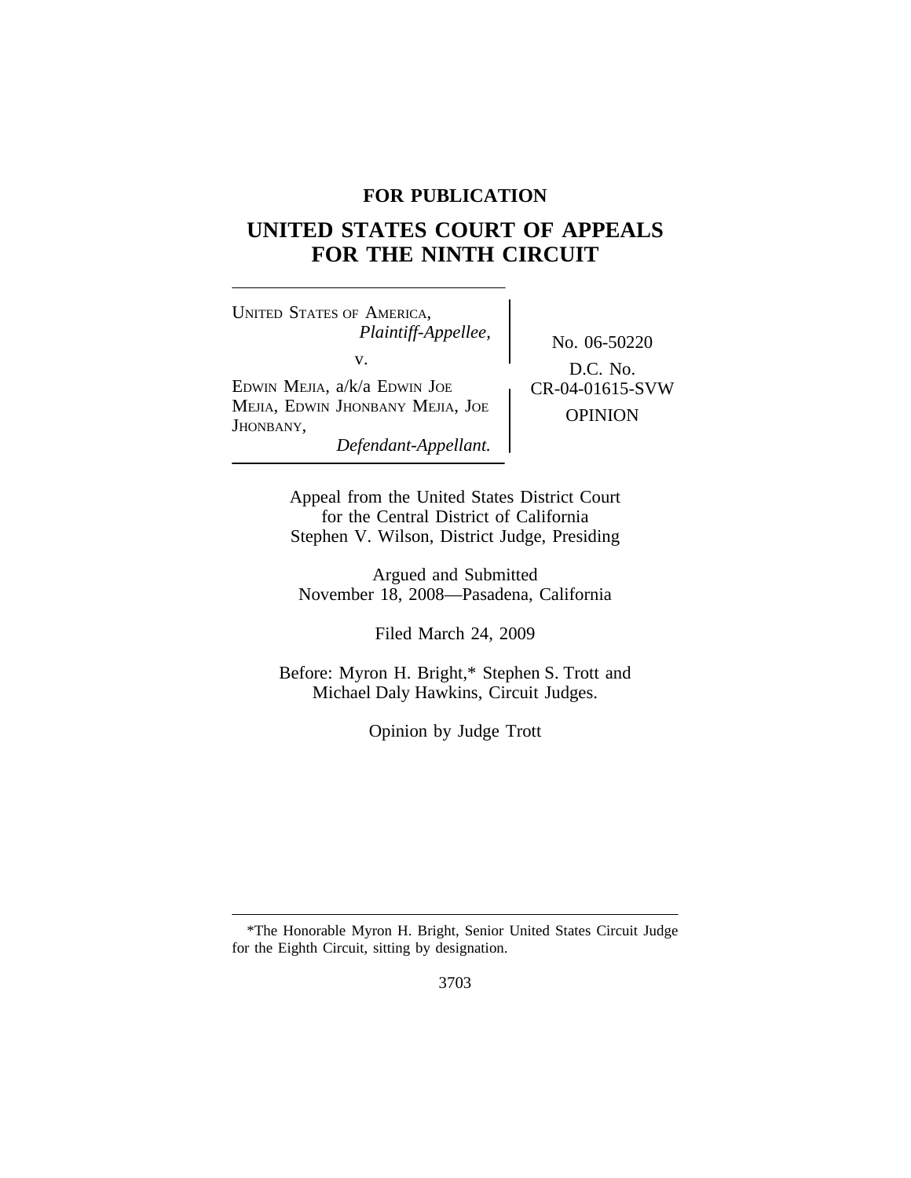**FOR PUBLICATION**

# UNITED STATES COURT OF APPEALS FOR THE NINTH CIRCUIT

UNITED STATES OF AMERICA,
*Plaintiff-Appellee,*

v.

EDWIN MEJIA, a/k/a EDWIN JOE MEJIA, EDWIN JHONBANY MEJIA, JOE JHONBANY,
*Defendant-Appellant.*

No. 06-50220

D.C. No. CR-04-01615-SVW

OPINION

Appeal from the United States District Court for the Central District of California
Stephen V. Wilson, District Judge, Presiding

Argued and Submitted
November 18, 2008—Pasadena, California

Filed March 24, 2009

Before: Myron H. Bright,* Stephen S. Trott and Michael Daly Hawkins, Circuit Judges.

Opinion by Judge Trott

---

*The Honorable Myron H. Bright, Senior United States Circuit Judge for the Eighth Circuit, sitting by designation.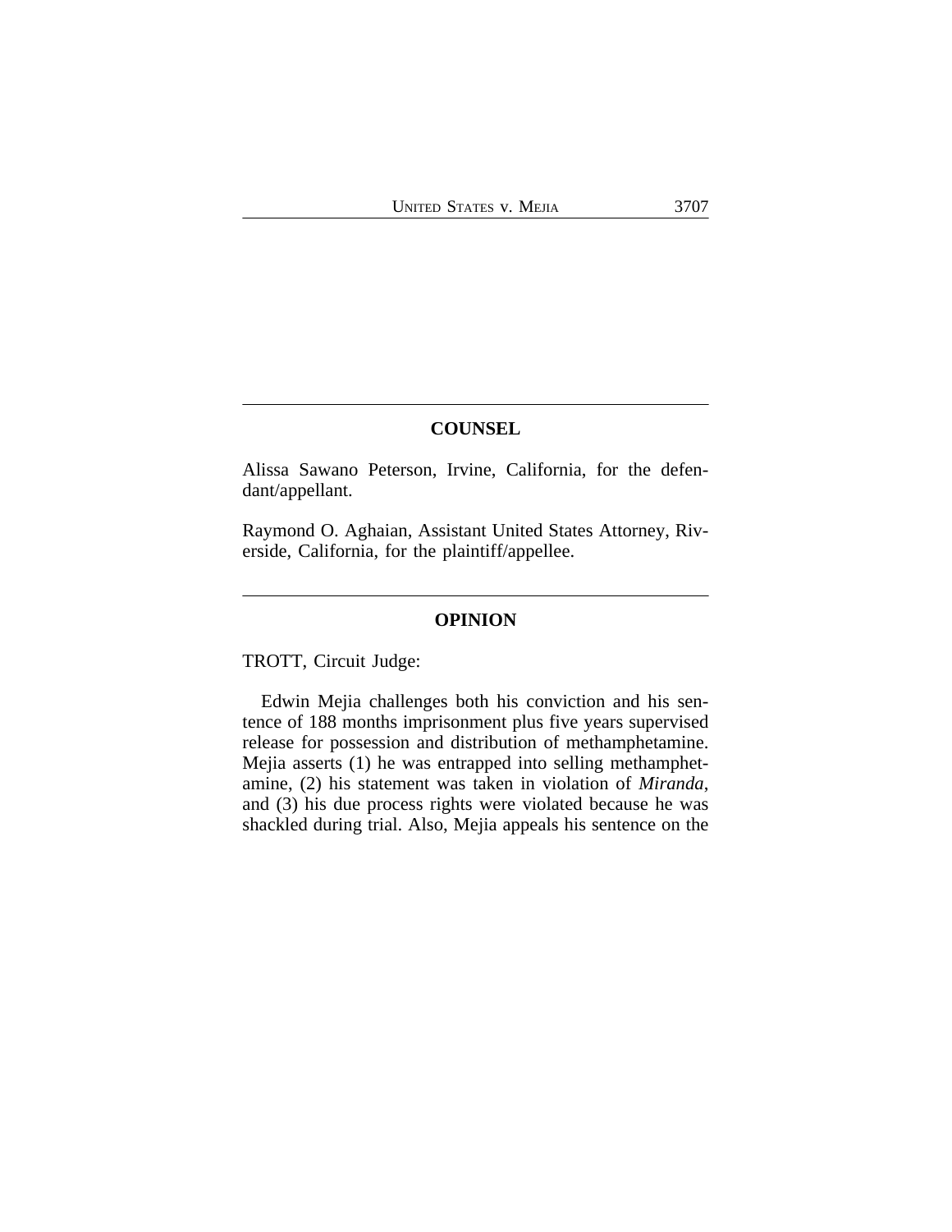## COUNSEL

Alissa Sawano Peterson, Irvine, California, for the defendant/appellant.

Raymond O. Aghaian, Assistant United States Attorney, Riverside, California, for the plaintiff/appellee.

## OPINION

TROTT, Circuit Judge:

Edwin Mejia challenges both his conviction and his sentence of 188 months imprisonment plus five years supervised release for possession and distribution of methamphetamine. Mejia asserts (1) he was entrapped into selling methamphetamine, (2) his statement was taken in violation of *Miranda*, and (3) his due process rights were violated because he was shackled during trial. Also, Mejia appeals his sentence on the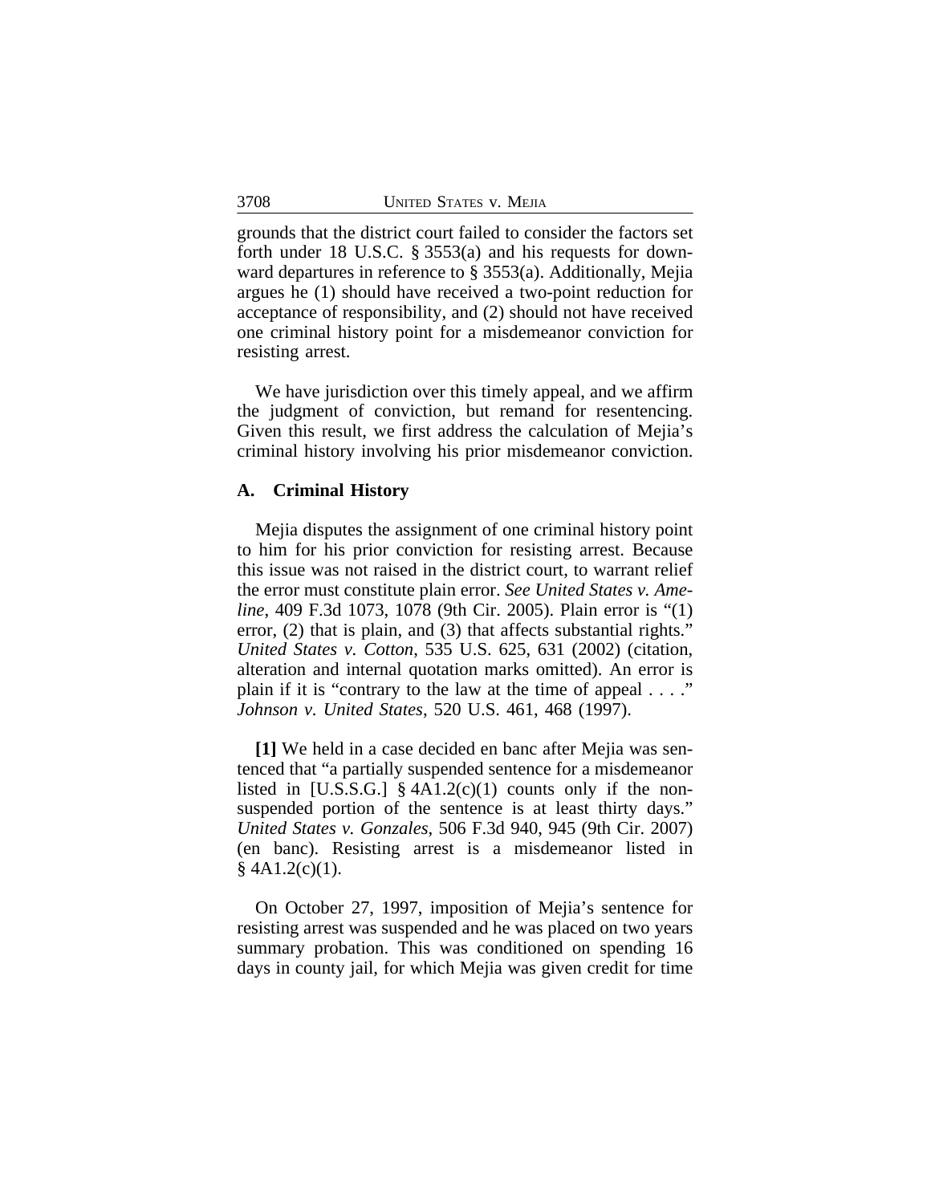grounds that the district court failed to consider the factors set forth under 18 U.S.C. § 3553(a) and his requests for downward departures in reference to § 3553(a). Additionally, Mejia argues he (1) should have received a two-point reduction for acceptance of responsibility, and (2) should not have received one criminal history point for a misdemeanor conviction for resisting arrest.

We have jurisdiction over this timely appeal, and we affirm the judgment of conviction, but remand for resentencing. Given this result, we first address the calculation of Mejia's criminal history involving his prior misdemeanor conviction.

### A. Criminal History

Mejia disputes the assignment of one criminal history point to him for his prior conviction for resisting arrest. Because this issue was not raised in the district court, to warrant relief the error must constitute plain error. *See United States v. Ameline*, 409 F.3d 1073, 1078 (9th Cir. 2005). Plain error is "(1) error, (2) that is plain, and (3) that affects substantial rights." *United States v. Cotton*, 535 U.S. 625, 631 (2002) (citation, alteration and internal quotation marks omitted). An error is plain if it is "contrary to the law at the time of appeal . . . ." *Johnson v. United States*, 520 U.S. 461, 468 (1997).

**[1]** We held in a case decided en banc after Mejia was sentenced that "a partially suspended sentence for a misdemeanor listed in [U.S.S.G.] § 4A1.2(c)(1) counts only if the non-suspended portion of the sentence is at least thirty days." *United States v. Gonzales*, 506 F.3d 940, 945 (9th Cir. 2007) (en banc). Resisting arrest is a misdemeanor listed in § 4A1.2(c)(1).

On October 27, 1997, imposition of Mejia's sentence for resisting arrest was suspended and he was placed on two years summary probation. This was conditioned on spending 16 days in county jail, for which Mejia was given credit for time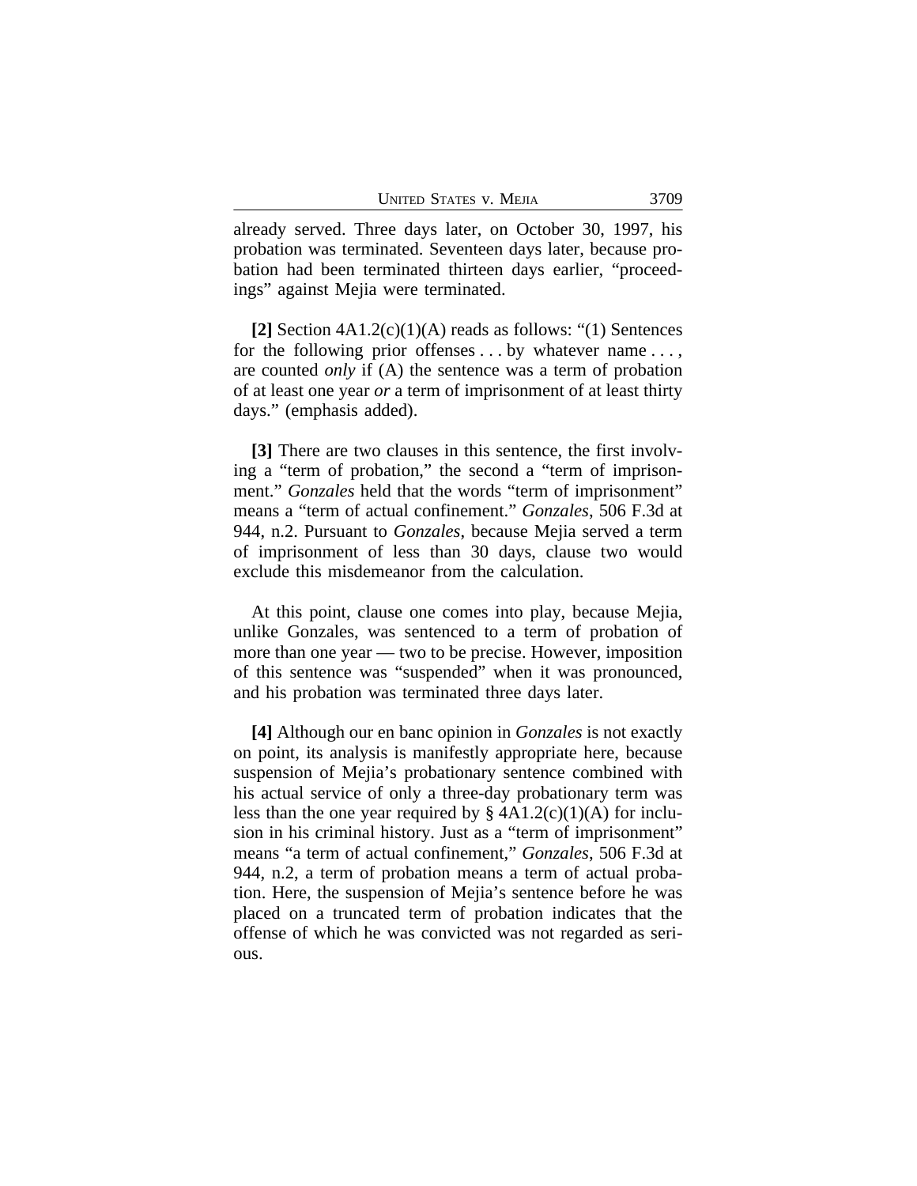already served. Three days later, on October 30, 1997, his probation was terminated. Seventeen days later, because probation had been terminated thirteen days earlier, "proceedings" against Mejia were terminated.

**[2]** Section 4A1.2(c)(1)(A) reads as follows: "(1) Sentences for the following prior offenses . . . by whatever name . . . , are counted *only* if (A) the sentence was a term of probation of at least one year *or* a term of imprisonment of at least thirty days." (emphasis added).

**[3]** There are two clauses in this sentence, the first involving a "term of probation," the second a "term of imprisonment." *Gonzales* held that the words "term of imprisonment" means a "term of actual confinement." *Gonzales*, 506 F.3d at 944, n.2. Pursuant to *Gonzales*, because Mejia served a term of imprisonment of less than 30 days, clause two would exclude this misdemeanor from the calculation.

At this point, clause one comes into play, because Mejia, unlike Gonzales, was sentenced to a term of probation of more than one year — two to be precise. However, imposition of this sentence was "suspended" when it was pronounced, and his probation was terminated three days later.

**[4]** Although our en banc opinion in *Gonzales* is not exactly on point, its analysis is manifestly appropriate here, because suspension of Mejia's probationary sentence combined with his actual service of only a three-day probationary term was less than the one year required by § 4A1.2(c)(1)(A) for inclusion in his criminal history. Just as a "term of imprisonment" means "a term of actual confinement," *Gonzales*, 506 F.3d at 944, n.2, a term of probation means a term of actual probation. Here, the suspension of Mejia's sentence before he was placed on a truncated term of probation indicates that the offense of which he was convicted was not regarded as serious.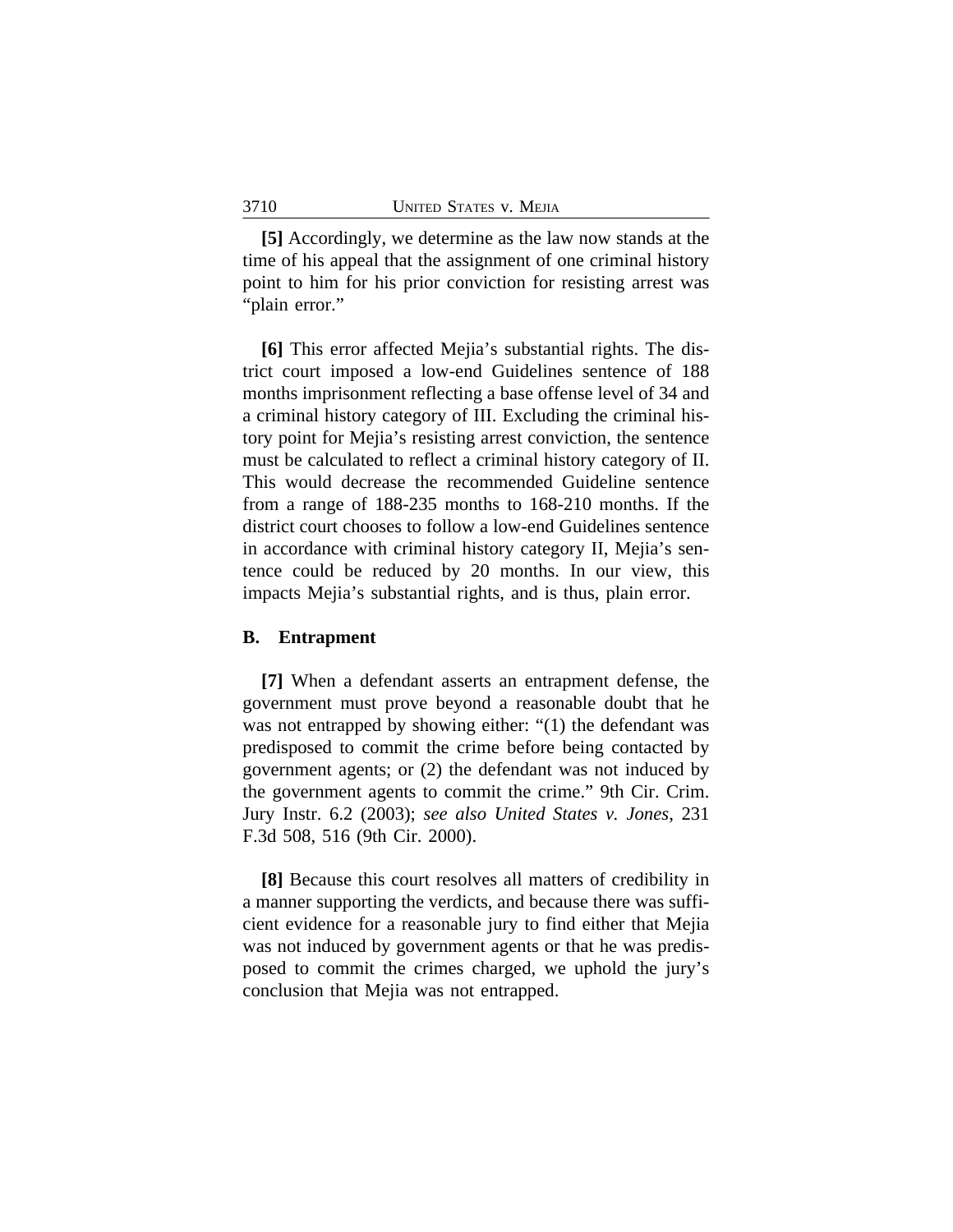**[5]** Accordingly, we determine as the law now stands at the time of his appeal that the assignment of one criminal history point to him for his prior conviction for resisting arrest was "plain error."

**[6]** This error affected Mejia's substantial rights. The district court imposed a low-end Guidelines sentence of 188 months imprisonment reflecting a base offense level of 34 and a criminal history category of III. Excluding the criminal history point for Mejia's resisting arrest conviction, the sentence must be calculated to reflect a criminal history category of II. This would decrease the recommended Guideline sentence from a range of 188-235 months to 168-210 months. If the district court chooses to follow a low-end Guidelines sentence in accordance with criminal history category II, Mejia's sentence could be reduced by 20 months. In our view, this impacts Mejia's substantial rights, and is thus, plain error.

### B. Entrapment

**[7]** When a defendant asserts an entrapment defense, the government must prove beyond a reasonable doubt that he was not entrapped by showing either: "(1) the defendant was predisposed to commit the crime before being contacted by government agents; or (2) the defendant was not induced by the government agents to commit the crime." 9th Cir. Crim. Jury Instr. 6.2 (2003); *see also United States v. Jones*, 231 F.3d 508, 516 (9th Cir. 2000).

**[8]** Because this court resolves all matters of credibility in a manner supporting the verdicts, and because there was sufficient evidence for a reasonable jury to find either that Mejia was not induced by government agents or that he was predisposed to commit the crimes charged, we uphold the jury's conclusion that Mejia was not entrapped.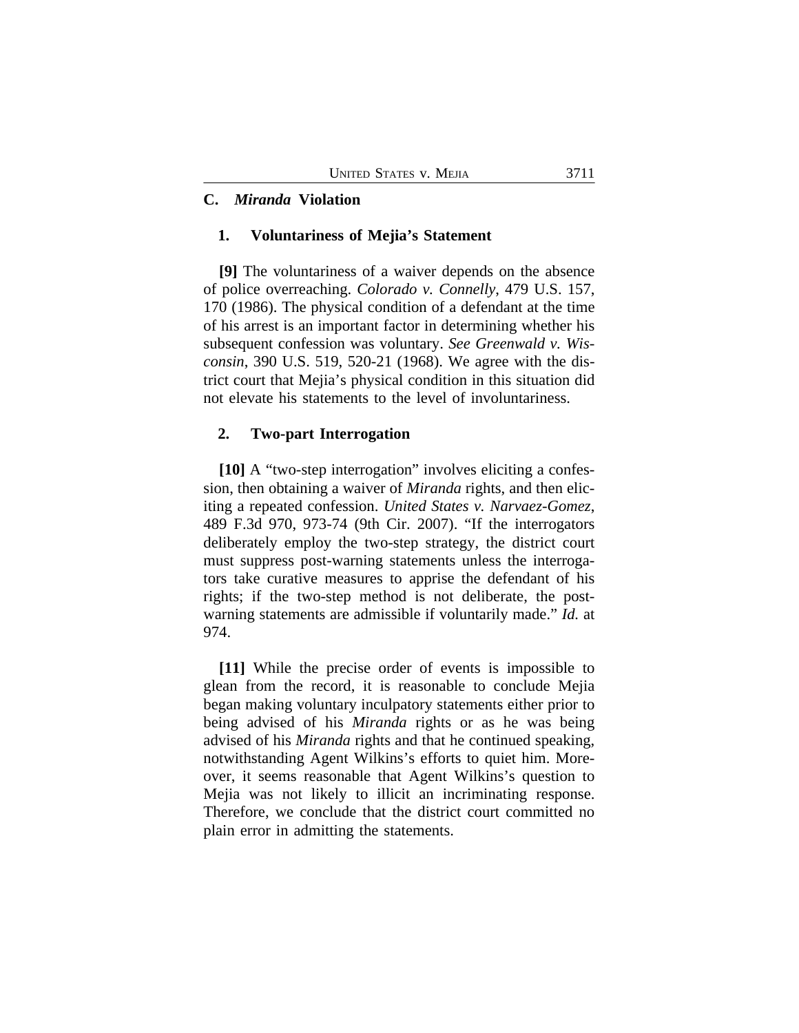### C. *Miranda* Violation

#### 1. Voluntariness of Mejia's Statement

**[9]** The voluntariness of a waiver depends on the absence of police overreaching. *Colorado v. Connelly*, 479 U.S. 157, 170 (1986). The physical condition of a defendant at the time of his arrest is an important factor in determining whether his subsequent confession was voluntary. *See Greenwald v. Wisconsin*, 390 U.S. 519, 520-21 (1968). We agree with the district court that Mejia's physical condition in this situation did not elevate his statements to the level of involuntariness.

#### 2. Two-part Interrogation

**[10]** A "two-step interrogation" involves eliciting a confession, then obtaining a waiver of *Miranda* rights, and then eliciting a repeated confession. *United States v. Narvaez-Gomez*, 489 F.3d 970, 973-74 (9th Cir. 2007). "If the interrogators deliberately employ the two-step strategy, the district court must suppress post-warning statements unless the interrogators take curative measures to apprise the defendant of his rights; if the two-step method is not deliberate, the post-warning statements are admissible if voluntarily made." *Id.* at 974.

**[11]** While the precise order of events is impossible to glean from the record, it is reasonable to conclude Mejia began making voluntary inculpatory statements either prior to being advised of his *Miranda* rights or as he was being advised of his *Miranda* rights and that he continued speaking, notwithstanding Agent Wilkins's efforts to quiet him. Moreover, it seems reasonable that Agent Wilkins's question to Mejia was not likely to illicit an incriminating response. Therefore, we conclude that the district court committed no plain error in admitting the statements.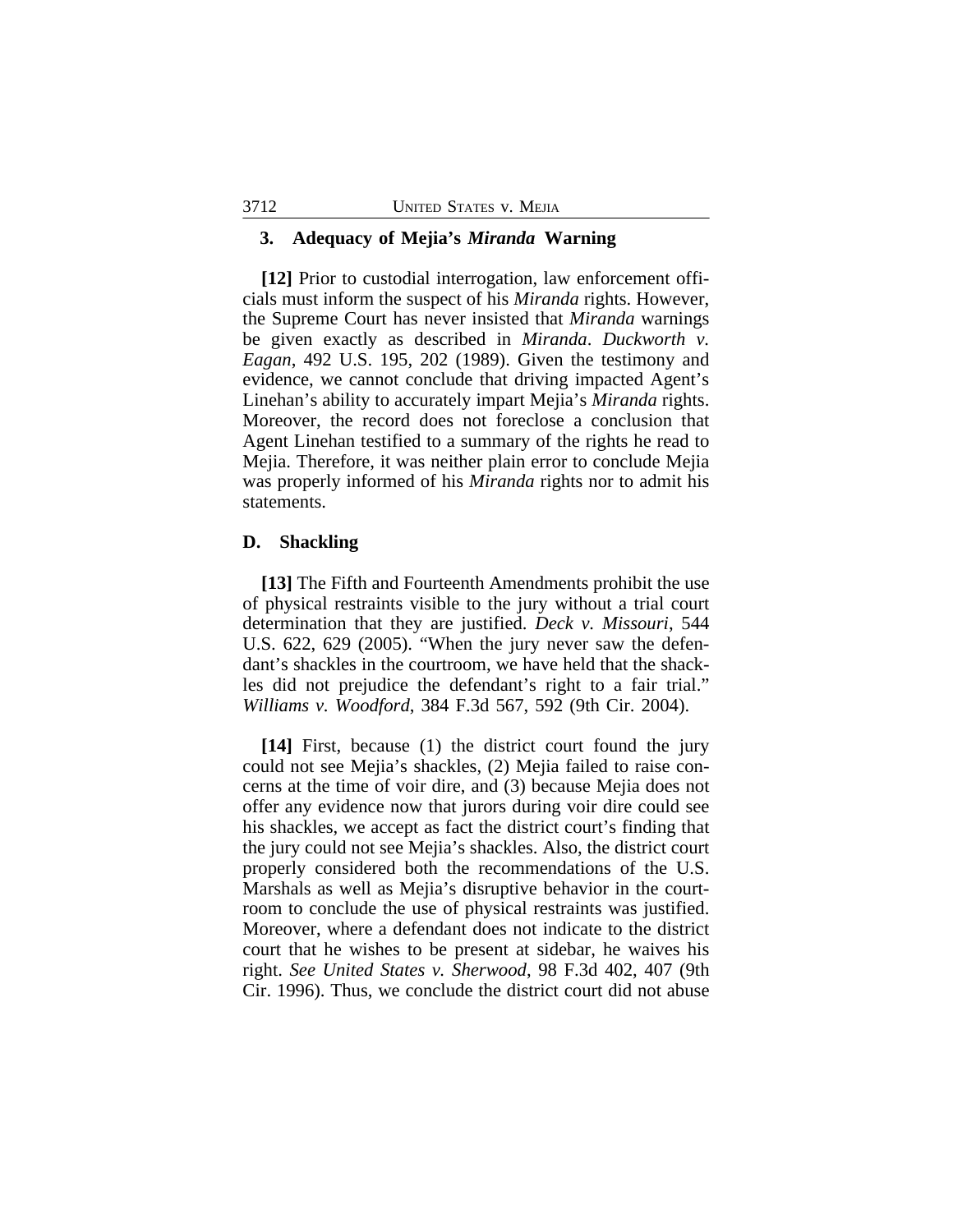### 3. Adequacy of Mejia's *Miranda* Warning

**[12]** Prior to custodial interrogation, law enforcement officials must inform the suspect of his *Miranda* rights. However, the Supreme Court has never insisted that *Miranda* warnings be given exactly as described in *Miranda*. *Duckworth v. Eagan*, 492 U.S. 195, 202 (1989). Given the testimony and evidence, we cannot conclude that driving impacted Agent's Linehan's ability to accurately impart Mejia's *Miranda* rights. Moreover, the record does not foreclose a conclusion that Agent Linehan testified to a summary of the rights he read to Mejia. Therefore, it was neither plain error to conclude Mejia was properly informed of his *Miranda* rights nor to admit his statements.

## D. Shackling

**[13]** The Fifth and Fourteenth Amendments prohibit the use of physical restraints visible to the jury without a trial court determination that they are justified. *Deck v. Missouri*, 544 U.S. 622, 629 (2005). "When the jury never saw the defendant's shackles in the courtroom, we have held that the shackles did not prejudice the defendant's right to a fair trial." *Williams v. Woodford*, 384 F.3d 567, 592 (9th Cir. 2004).

**[14]** First, because (1) the district court found the jury could not see Mejia's shackles, (2) Mejia failed to raise concerns at the time of voir dire, and (3) because Mejia does not offer any evidence now that jurors during voir dire could see his shackles, we accept as fact the district court's finding that the jury could not see Mejia's shackles. Also, the district court properly considered both the recommendations of the U.S. Marshals as well as Mejia's disruptive behavior in the courtroom to conclude the use of physical restraints was justified. Moreover, where a defendant does not indicate to the district court that he wishes to be present at sidebar, he waives his right. *See United States v. Sherwood*, 98 F.3d 402, 407 (9th Cir. 1996). Thus, we conclude the district court did not abuse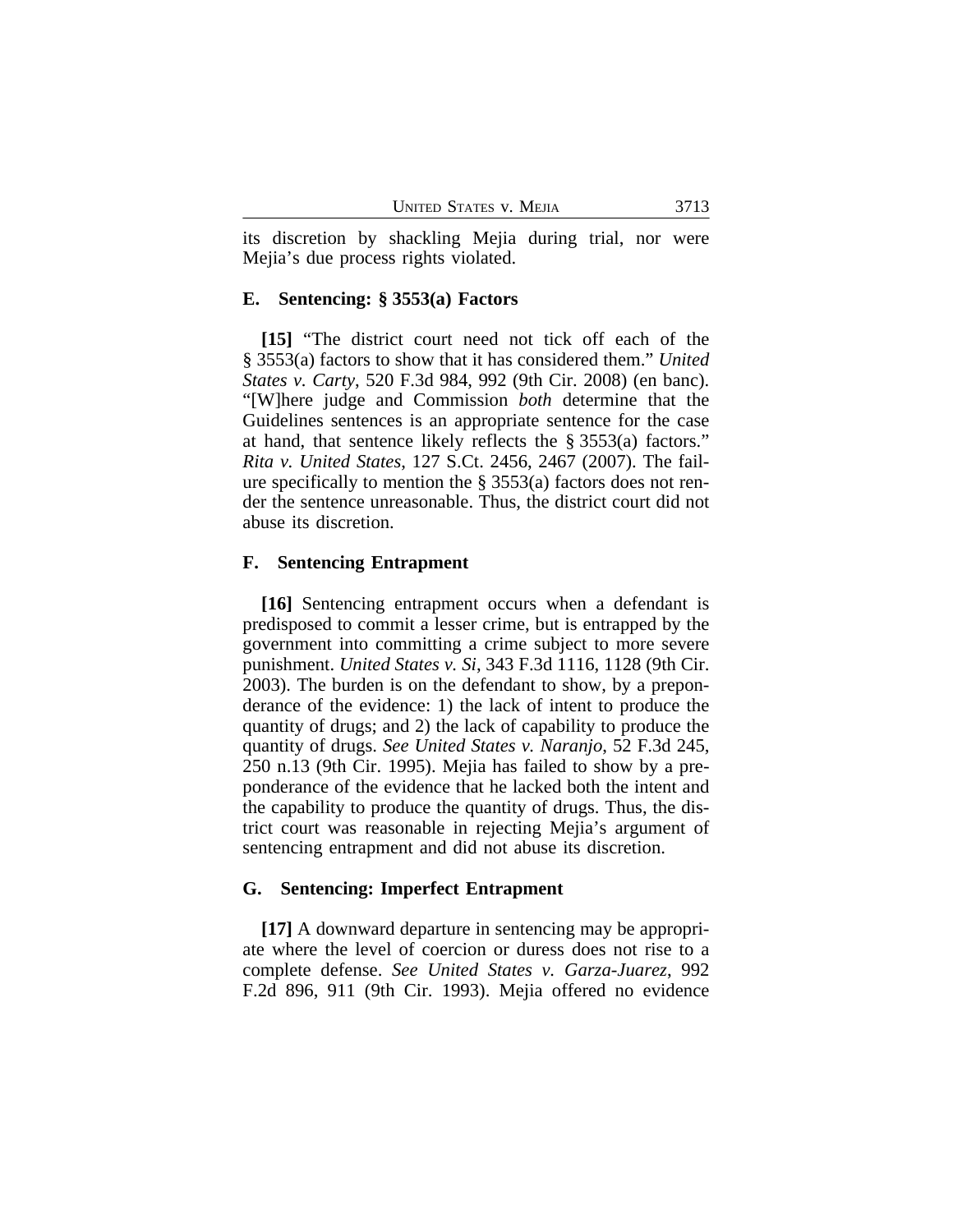its discretion by shackling Mejia during trial, nor were Mejia's due process rights violated.

## E. Sentencing: § 3553(a) Factors

**[15]** "The district court need not tick off each of the § 3553(a) factors to show that it has considered them." *United States v. Carty*, 520 F.3d 984, 992 (9th Cir. 2008) (en banc). "[W]here judge and Commission *both* determine that the Guidelines sentences is an appropriate sentence for the case at hand, that sentence likely reflects the § 3553(a) factors." *Rita v. United States*, 127 S.Ct. 2456, 2467 (2007). The failure specifically to mention the § 3553(a) factors does not render the sentence unreasonable. Thus, the district court did not abuse its discretion.

## F. Sentencing Entrapment

**[16]** Sentencing entrapment occurs when a defendant is predisposed to commit a lesser crime, but is entrapped by the government into committing a crime subject to more severe punishment. *United States v. Si*, 343 F.3d 1116, 1128 (9th Cir. 2003). The burden is on the defendant to show, by a preponderance of the evidence: 1) the lack of intent to produce the quantity of drugs; and 2) the lack of capability to produce the quantity of drugs. *See United States v. Naranjo*, 52 F.3d 245, 250 n.13 (9th Cir. 1995). Mejia has failed to show by a preponderance of the evidence that he lacked both the intent and the capability to produce the quantity of drugs. Thus, the district court was reasonable in rejecting Mejia's argument of sentencing entrapment and did not abuse its discretion.

## G. Sentencing: Imperfect Entrapment

**[17]** A downward departure in sentencing may be appropriate where the level of coercion or duress does not rise to a complete defense. *See United States v. Garza-Juarez*, 992 F.2d 896, 911 (9th Cir. 1993). Mejia offered no evidence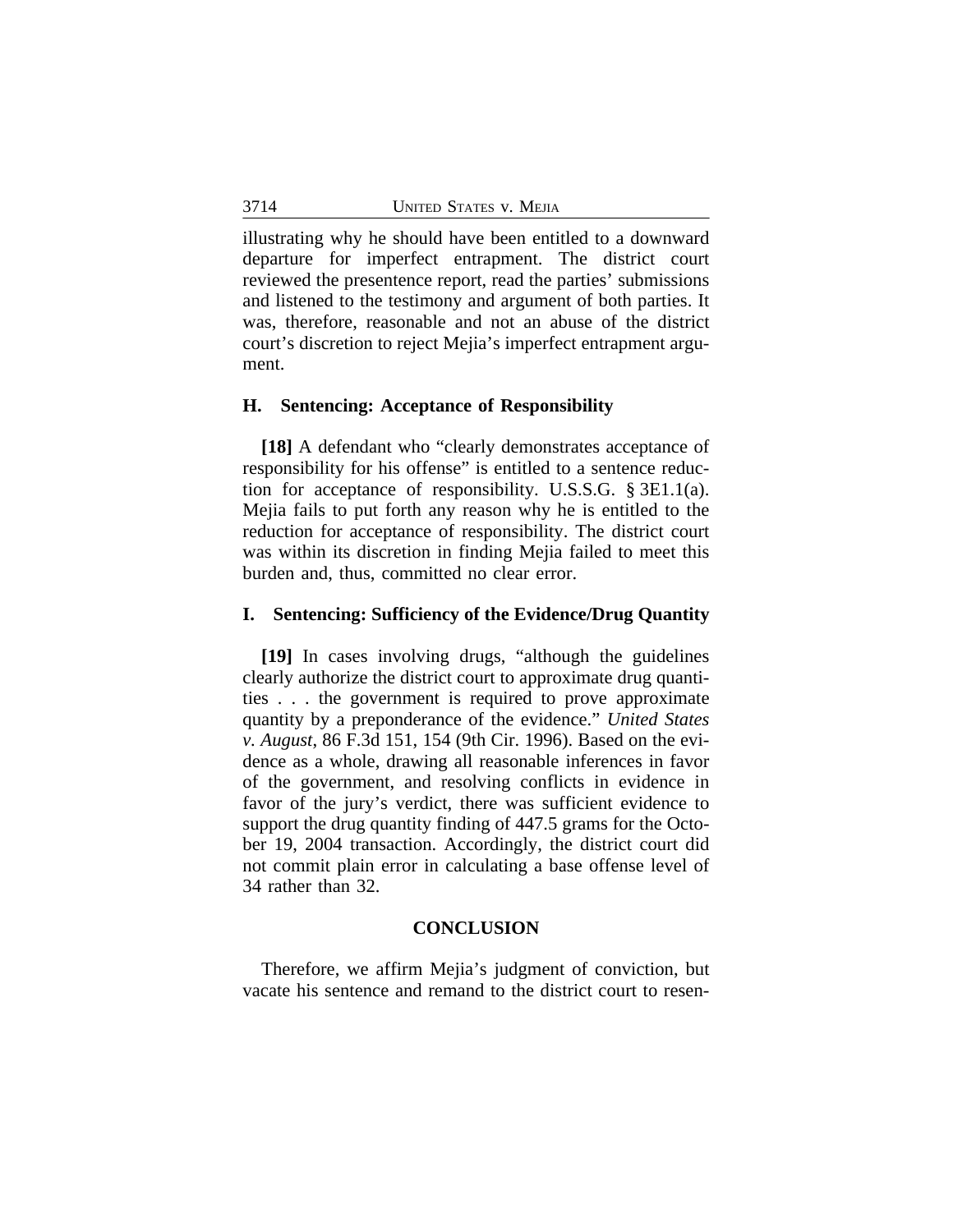illustrating why he should have been entitled to a downward departure for imperfect entrapment. The district court reviewed the presentence report, read the parties' submissions and listened to the testimony and argument of both parties. It was, therefore, reasonable and not an abuse of the district court's discretion to reject Mejia's imperfect entrapment argument.

### H. Sentencing: Acceptance of Responsibility

**[18]** A defendant who "clearly demonstrates acceptance of responsibility for his offense" is entitled to a sentence reduction for acceptance of responsibility. U.S.S.G. § 3E1.1(a). Mejia fails to put forth any reason why he is entitled to the reduction for acceptance of responsibility. The district court was within its discretion in finding Mejia failed to meet this burden and, thus, committed no clear error.

### I. Sentencing: Sufficiency of the Evidence/Drug Quantity

**[19]** In cases involving drugs, "although the guidelines clearly authorize the district court to approximate drug quantities . . . the government is required to prove approximate quantity by a preponderance of the evidence." *United States v. August*, 86 F.3d 151, 154 (9th Cir. 1996). Based on the evidence as a whole, drawing all reasonable inferences in favor of the government, and resolving conflicts in evidence in favor of the jury's verdict, there was sufficient evidence to support the drug quantity finding of 447.5 grams for the October 19, 2004 transaction. Accordingly, the district court did not commit plain error in calculating a base offense level of 34 rather than 32.

## CONCLUSION

Therefore, we affirm Mejia's judgment of conviction, but vacate his sentence and remand to the district court to resen-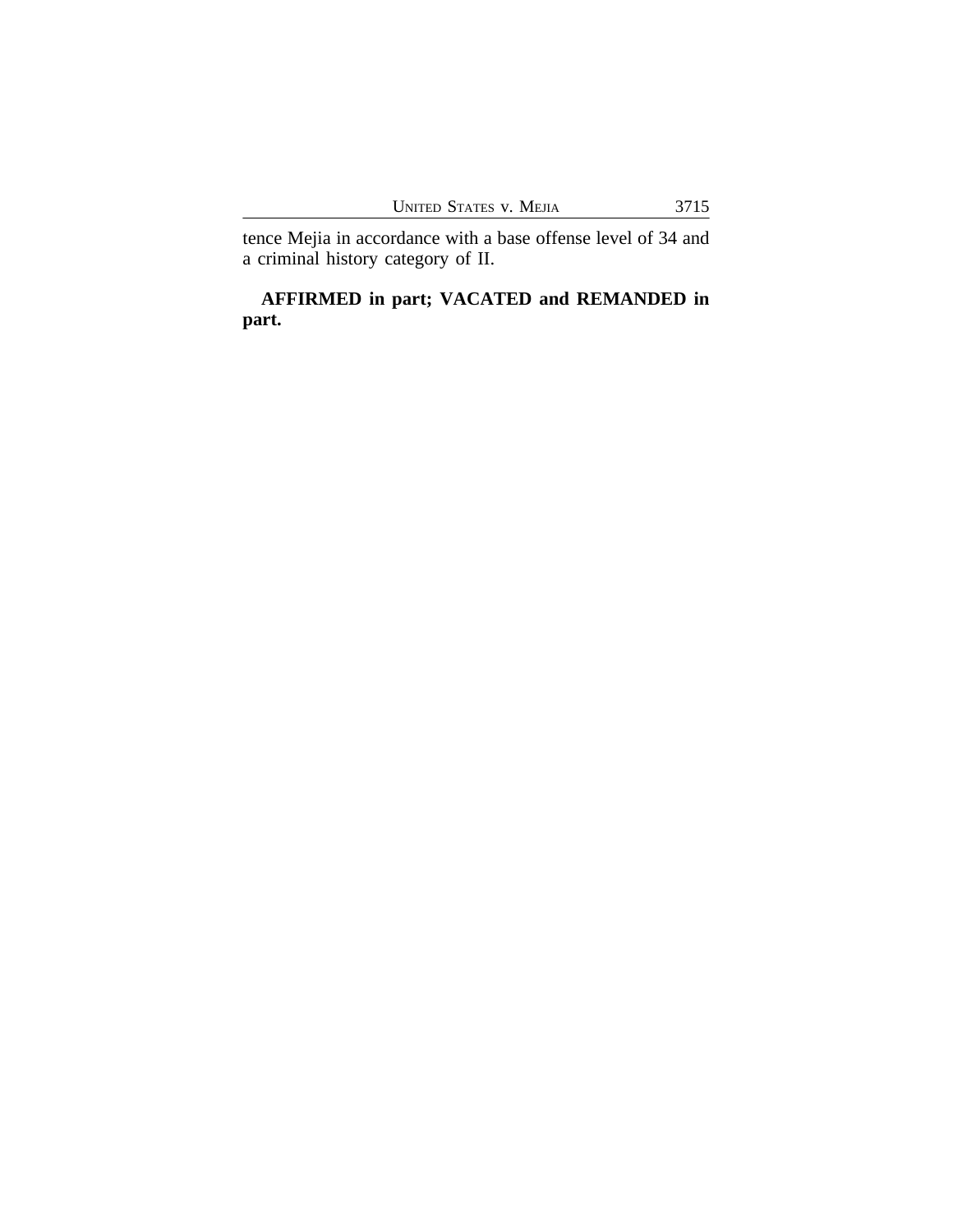tence Mejia in accordance with a base offense level of 34 and a criminal history category of II.

**AFFIRMED in part; VACATED and REMANDED in part.**